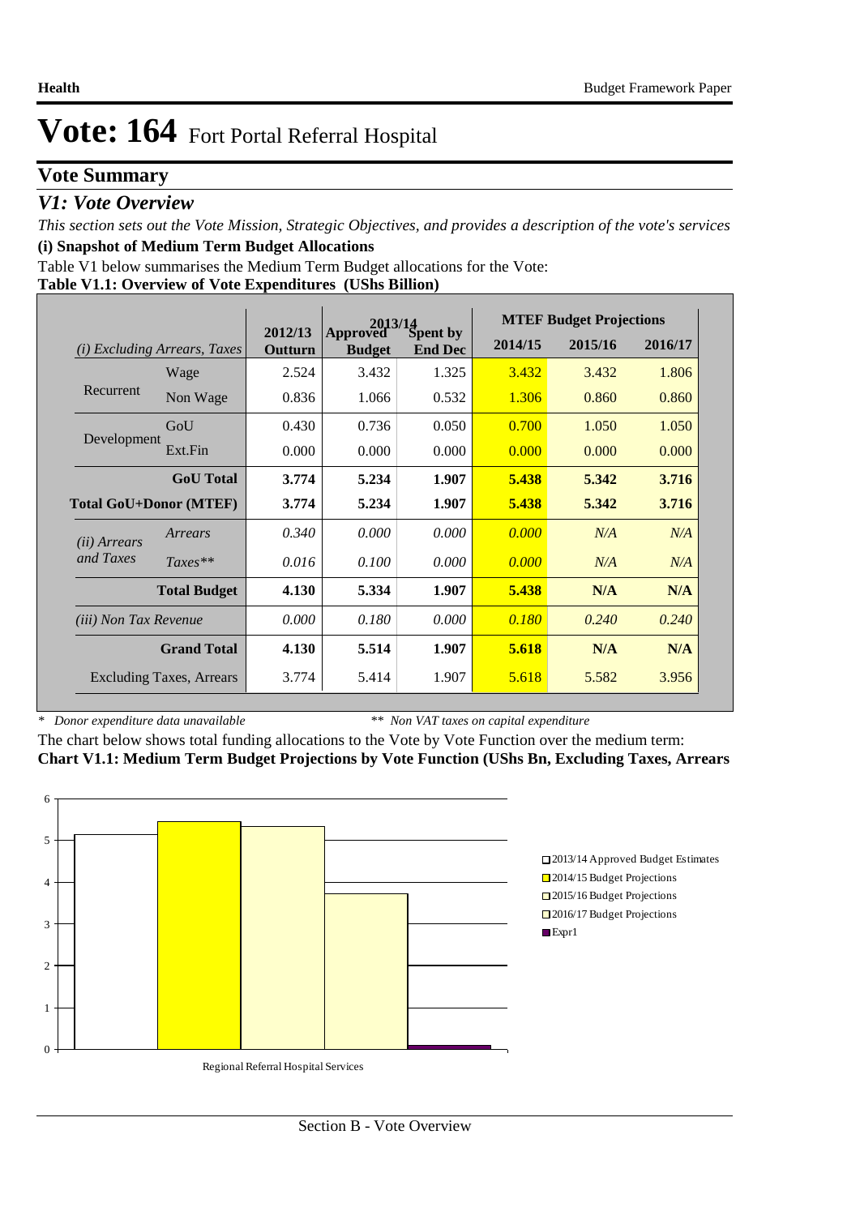# Vote: 164 Fort Portal Referral Hospital

## Vote Summary

### *V1: Vote Overview*

*This section sets out the Vote Mission, Strategic Objectives, and provides a description of the vote's services*

**(i) Snapshot of Medium Term Budget Allocations**

Table V1 below summarises the Medium Term Budget allocations for the Vote:

**Table V1.1: Overview of Vote Expenditures (UShs Billion)**

| *(i) Excluding Arrears, Taxes* | | 2012/13 Outturn | 2013/14 Approved Budget | 2013/14 Spent by End Dec | MTEF Budget Projections 2014/15 | 2015/16 | 2016/17 |
|---|---|---|---|---|---|---|---|
| Recurrent | Wage | 2.524 | 3.432 | 1.325 | 3.432 | 3.432 | 1.806 |
| | Non Wage | 0.836 | 1.066 | 0.532 | 1.306 | 0.860 | 0.860 |
| Development | GoU | 0.430 | 0.736 | 0.050 | 0.700 | 1.050 | 1.050 |
| | Ext.Fin | 0.000 | 0.000 | 0.000 | 0.000 | 0.000 | 0.000 |
| | **GoU Total** | **3.774** | **5.234** | **1.907** | **5.438** | **5.342** | **3.716** |
| **Total GoU+Donor (MTEF)** | | **3.774** | **5.234** | **1.907** | **5.438** | **5.342** | **3.716** |
| *(ii) Arrears and Taxes* | *Arrears* | *0.340* | *0.000* | *0.000* | *0.000* | *N/A* | *N/A* |
| | *Taxes*** | *0.016* | *0.100* | *0.000* | *0.000* | *N/A* | *N/A* |
| | **Total Budget** | **4.130** | **5.334** | **1.907** | **5.438** | **N/A** | **N/A** |
| *(iii) Non Tax Revenue* | | *0.000* | *0.180* | *0.000* | *0.180* | *0.240* | *0.240* |
| | **Grand Total** | **4.130** | **5.514** | **1.907** | **5.618** | **N/A** | **N/A** |
| Excluding Taxes, Arrears | | 3.774 | 5.414 | 1.907 | 5.618 | 5.582 | 3.956 |

\* *Donor expenditure data unavailable* &nbsp;&nbsp;&nbsp;&nbsp; ** *Non VAT taxes on capital expenditure*

The chart below shows total funding allocations to the Vote by Vote Function over the medium term:

**Chart V1.1: Medium Term Budget Projections by Vote Function (UShs Bn, Excluding Taxes, Arrears**

| Vote Function | 2013/14 Approved Budget Estimates | 2014/15 Budget Projections | 2015/16 Budget Projections | 2016/17 Budget Projections | Expr1 |
|---|---|---|---|---|---|
| Regional Referral Hospital Services | ~5.1 | ~5.4 | ~5.3 | ~3.7 | ~0.1 |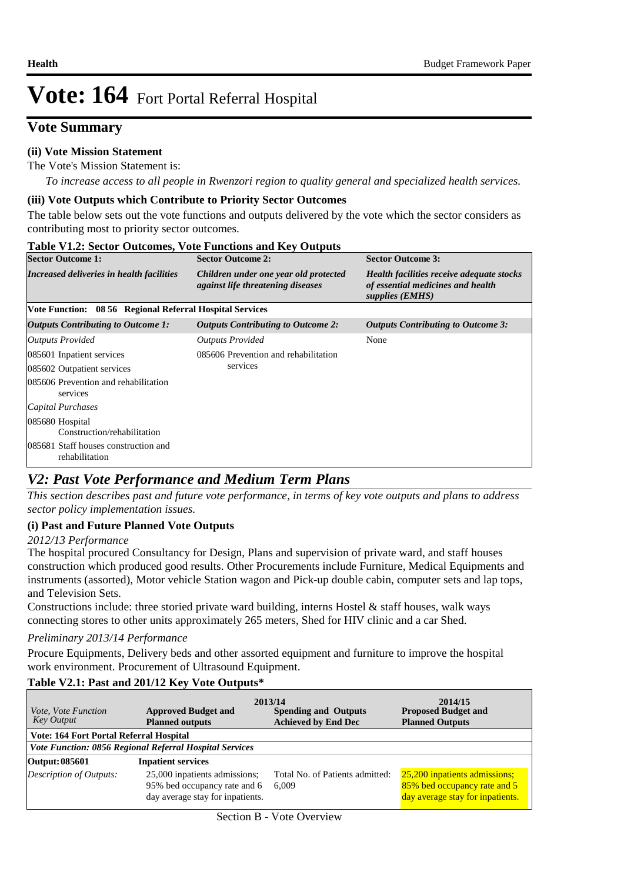# Vote: 164 Fort Portal Referral Hospital

## Vote Summary

### (ii) Vote Mission Statement

The Vote's Mission Statement is:

*To increase access to all people in Rwenzori region to quality general and specialized health services.*

### (iii) Vote Outputs which Contribute to Priority Sector Outcomes

The table below sets out the vote functions and outputs delivered by the vote which the sector considers as contributing most to priority sector outcomes.

**Table V1.2: Sector Outcomes, Vote Functions and Key Outputs**

| **Sector Outcome 1:** | **Sector Outcome 2:** | **Sector Outcome 3:** |
|---|---|---|
| ***Increased deliveries in health facilities*** | ***Children under one year old protected against life threatening diseases*** | ***Health facilities receive adequate stocks of essential medicines and health supplies (EMHS)*** |
| **Vote Function: 08 56 Regional Referral Hospital Services** | | |
| ***Outputs Contributing to Outcome 1:*** | ***Outputs Contributing to Outcome 2:*** | ***Outputs Contributing to Outcome 3:*** |
| *Outputs Provided* | *Outputs Provided* | None |
| 085601 Inpatient services | 085606 Prevention and rehabilitation services | |
| 085602 Outpatient services | | |
| 085606 Prevention and rehabilitation services | | |
| *Capital Purchases* | | |
| 085680 Hospital Construction/rehabilitation | | |
| 085681 Staff houses construction and rehabilitation | | |

## *V2: Past Vote Performance and Medium Term Plans*

*This section describes past and future vote performance, in terms of key vote outputs and plans to address sector policy implementation issues.*

### (i) Past and Future Planned Vote Outputs

*2012/13 Performance*

The hospital procured Consultancy for Design, Plans and supervision of private ward, and staff houses construction which produced good results. Other Procurements include Furniture, Medical Equipments and instruments (assorted), Motor vehicle Station wagon and Pick-up double cabin, computer sets and lap tops, and Television Sets.

Constructions include: three storied private ward building, interns Hostel & staff houses, walk ways connecting stores to other units approximately 265 meters, Shed for HIV clinic and a car Shed.

*Preliminary 2013/14 Performance*

Procure Equipments, Delivery beds and other assorted equipment and furniture to improve the hospital work environment. Procurement of Ultrasound Equipment.

**Table V2.1: Past and 201/12 Key Vote Outputs***

| *Vote, Vote Function Key Output* | 2013/14 **Approved Budget and Planned outputs** | **Spending and Outputs Achieved by End Dec** | 2014/15 **Proposed Budget and Planned Outputs** |
|---|---|---|---|
| **Vote: 164 Fort Portal Referral Hospital** | | | |
| ***Vote Function: 0856 Regional Referral Hospital Services*** | | | |
| **Output: 085601** | **Inpatient services** | | |
| *Description of Outputs:* | 25,000 inpatients admissions; 95% bed occupancy rate and 6 day average stay for inpatients. | Total No. of Patients admitted: 6,009 | 25,200 inpatients admissions; 85% bed occupancy rate and 5 day average stay for inpatients. |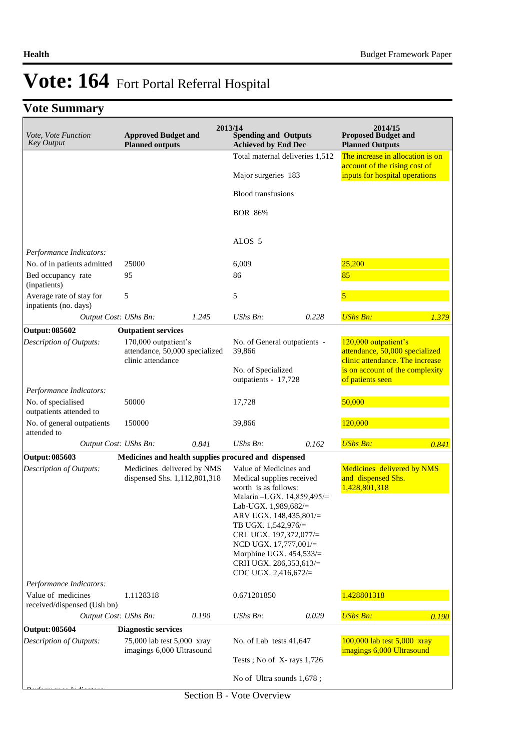# Vote: 164 Fort Portal Referral Hospital

## Vote Summary

| *Vote, Vote Function Key Output* | 2013/14 **Approved Budget and Planned outputs** | | **Spending and Outputs Achieved by End Dec** | | 2014/15 **Proposed Budget and Planned Outputs** | |
|---|---|---|---|---|---|---|
| | | | Total maternal deliveries 1,512<br><br>Major surgeries 183<br><br>Blood transfusions<br><br>BOR 86%<br><br>ALOS 5 | | The increase in allocation is on account of the rising cost of inputs for hospital operations | |
| *Performance Indicators:* | | | | | | |
| No. of in patients admitted | 25000 | | 6,009 | | 25,200 | |
| Bed occupancy rate (inpatients) | 95 | | 86 | | 85 | |
| Average rate of stay for inpatients (no. days) | 5 | | 5 | | 5 | |
| *Output Cost:* *UShs Bn:* | | *1.245* | *UShs Bn:* | *0.228* | *UShs Bn:* | *1.379* |
| **Output: 085602** | **Outpatient services** | | | | | |
| *Description of Outputs:* | 170,000 outpatient's attendance, 50,000 specialized clinic attendance | | No. of General outpatients - 39,866<br><br>No. of Specialized outpatients - 17,728 | | 120,000 outpatient's attendance, 50,000 specialized clinic attendance. The increase is on account of the complexity of patients seen | |
| *Performance Indicators:* | | | | | | |
| No. of specialised outpatients attended to | 50000 | | 17,728 | | 50,000 | |
| No. of general outpatients attended to | 150000 | | 39,866 | | 120,000 | |
| *Output Cost:* *UShs Bn:* | | *0.841* | *UShs Bn:* | *0.162* | *UShs Bn:* | *0.841* |
| **Output: 085603** | **Medicines and health supplies procured and dispensed** | | | | | |
| *Description of Outputs:* | Medicines delivered by NMS dispensed Shs. 1,112,801,318 | | Value of Medicines and Medical supplies received worth is as follows:<br>Malaria –UGX. 14,859,495/=<br>Lab-UGX. 1,989,682/=<br>ARV UGX. 148,435,801/=<br>TB UGX. 1,542,976/=<br>CRL UGX. 197,372,077/=<br>NCD UGX. 17,777,001/=<br>Morphine UGX. 454,533/=<br>CRH UGX. 286,353,613/=<br>CDC UGX. 2,416,672/= | | Medicines delivered by NMS and dispensed Shs. 1,428,801,318 | |
| *Performance Indicators:* | | | | | | |
| Value of medicines received/dispensed (Ush bn) | 1.1128318 | | 0.671201850 | | 1.428801318 | |
| *Output Cost:* *UShs Bn:* | | *0.190* | *UShs Bn:* | *0.029* | *UShs Bn:* | *0.190* |
| **Output: 085604** | **Diagnostic services** | | | | | |
| *Description of Outputs:* | 75,000 lab test 5,000 xray imagings 6,000 Ultrasound | | No. of Lab tests 41,647<br><br>Tests ; No of X- rays 1,726<br><br>No of Ultra sounds 1,678 ; | | 100,000 lab test 5,000 xray imagings 6,000 Ultrasound | |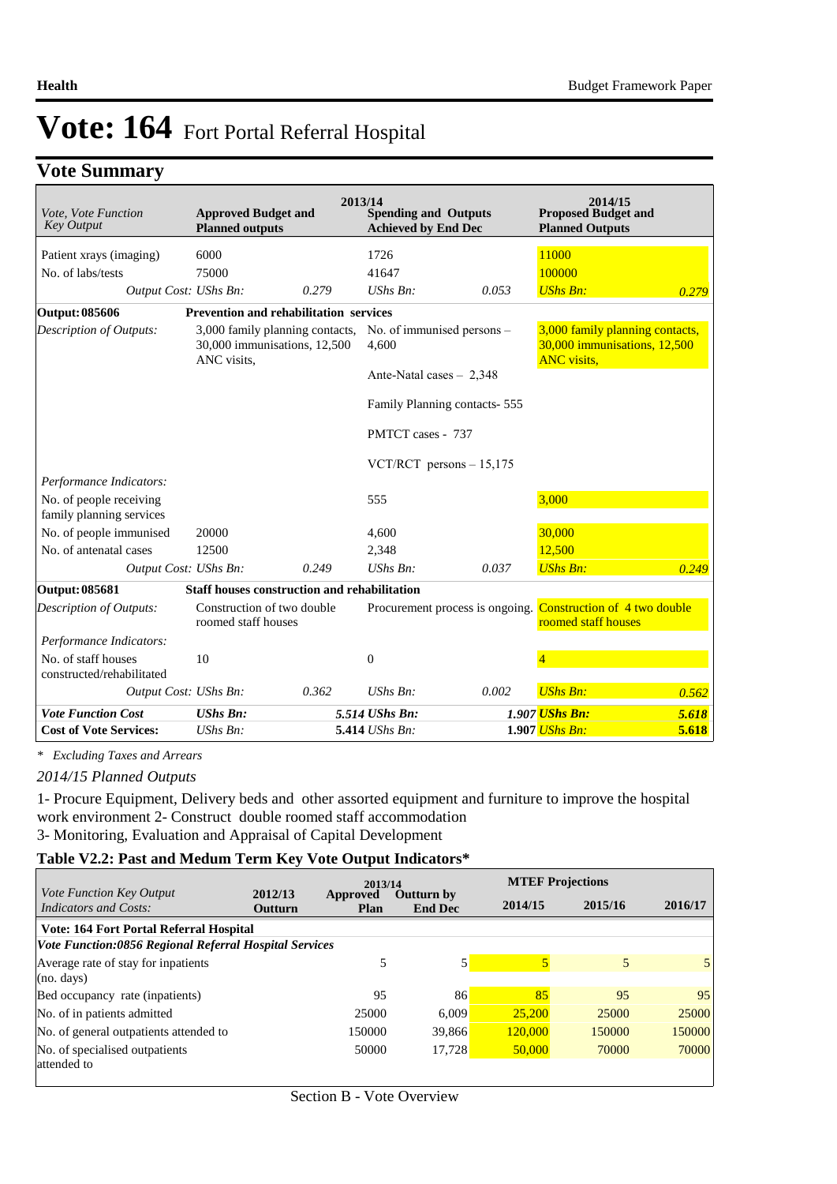# Vote: 164 Fort Portal Referral Hospital

## Vote Summary

| Vote, Vote Function Key Output | 2013/14 Approved Budget and Planned outputs | | 2013/14 Spending and Outputs Achieved by End Dec | | 2014/15 Proposed Budget and Planned Outputs | |
|---|---|---|---|---|---|---|
| Patient xrays (imaging) | 6000 | | 1726 | | 11000 | |
| No. of labs/tests | 75000 | | 41647 | | 100000 | |
| *Output Cost:* | *UShs Bn:* | *0.279* | *UShs Bn:* | *0.053* | *UShs Bn:* | *0.279* |
| **Output: 085606** | **Prevention and rehabilitation services** | | | | | |
| *Description of Outputs:* | 3,000 family planning contacts, 30,000 immunisations, 12,500 ANC visits, | | No. of immunised persons – 4,600<br><br>Ante-Natal cases – 2,348<br><br>Family Planning contacts- 555<br><br>PMTCT cases - 737<br><br>VCT/RCT persons – 15,175 | | 3,000 family planning contacts, 30,000 immunisations, 12,500 ANC visits, | |
| *Performance Indicators:* | | | | | | |
| No. of people receiving family planning services | | | 555 | | 3,000 | |
| No. of people immunised | 20000 | | 4,600 | | 30,000 | |
| No. of antenatal cases | 12500 | | 2,348 | | 12,500 | |
| *Output Cost:* | *UShs Bn:* | *0.249* | *UShs Bn:* | *0.037* | *UShs Bn:* | *0.249* |
| **Output: 085681** | **Staff houses construction and rehabilitation** | | | | | |
| *Description of Outputs:* | Construction of two double roomed staff houses | | Procurement process is ongoing. | | Construction of 4 two double roomed staff houses | |
| *Performance Indicators:* | | | | | | |
| No. of staff houses constructed/rehabilitated | 10 | | 0 | | 4 | |
| *Output Cost:* | *UShs Bn:* | *0.362* | *UShs Bn:* | *0.002* | *UShs Bn:* | *0.562* |
| ***Vote Function Cost*** | ***UShs Bn:*** | ***5.514*** | ***UShs Bn:*** | ***1.907*** | ***UShs Bn:*** | ***5.618*** |
| **Cost of Vote Services:** | *UShs Bn:* | **5.414** | *UShs Bn:* | **1.907** | *UShs Bn:* | **5.618** |

\* *Excluding Taxes and Arrears*

*2014/15 Planned Outputs*

1- Procure Equipment, Delivery beds and other assorted equipment and furniture to improve the hospital work environment 2- Construct double roomed staff accommodation
3- Monitoring, Evaluation and Appraisal of Capital Development

### Table V2.2: Past and Medum Term Key Vote Output Indicators*

| *Vote Function Key Output Indicators and Costs:* | 2012/13 Outturn | 2013/14 Approved Plan | 2013/14 Outturn by End Dec | MTEF Projections 2014/15 | 2015/16 | 2016/17 |
|---|---|---|---|---|---|---|
| **Vote: 164 Fort Portal Referral Hospital** | | | | | | |
| ***Vote Function:0856 Regional Referral Hospital Services*** | | | | | | |
| Average rate of stay for inpatients (no. days) | | 5 | 5 | 5 | 5 | 5 |
| Bed occupancy rate (inpatients) | | 95 | 86 | 85 | 95 | 95 |
| No. of in patients admitted | | 25000 | 6,009 | 25,200 | 25000 | 25000 |
| No. of general outpatients attended to | | 150000 | 39,866 | 120,000 | 150000 | 150000 |
| No. of specialised outpatients attended to | | 50000 | 17,728 | 50,000 | 70000 | 70000 |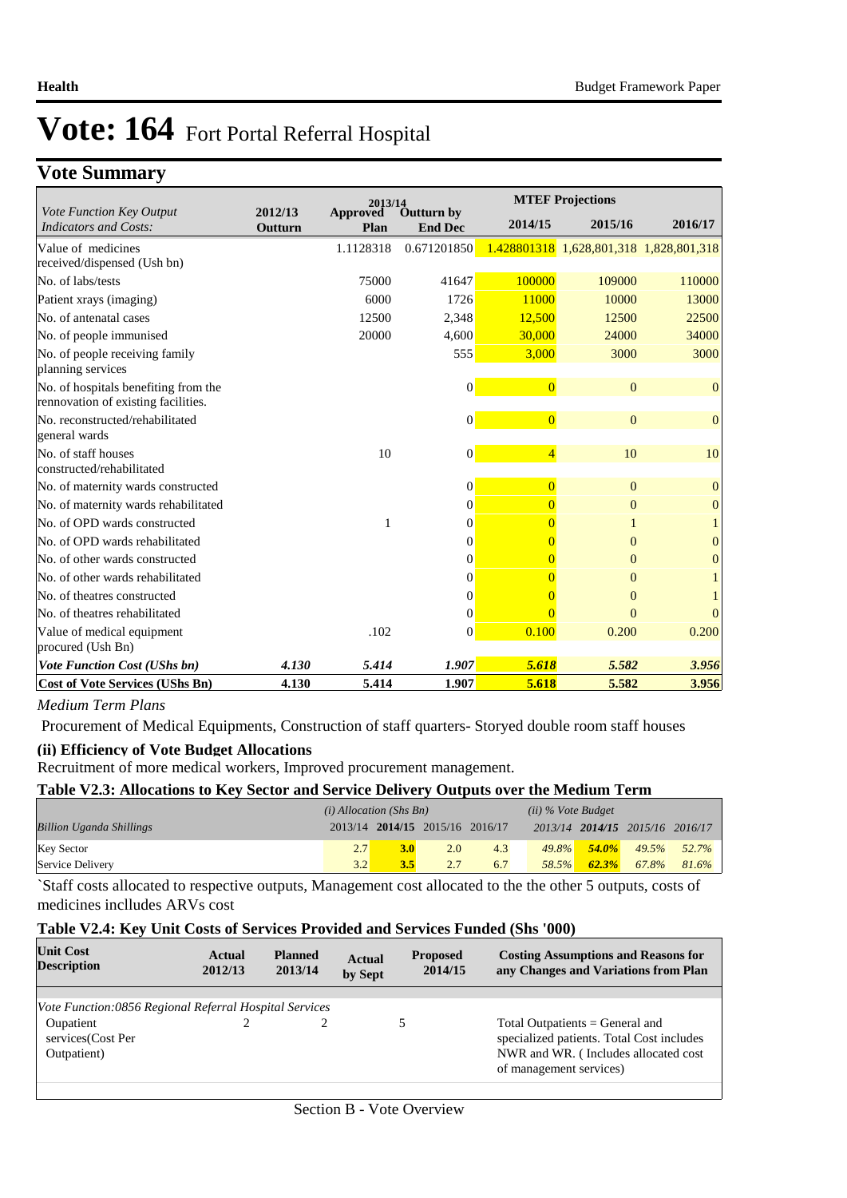# Vote: 164 Fort Portal Referral Hospital

## Vote Summary

| *Vote Function Key Output Indicators and Costs:* | 2012/13 Outturn | 2013/14 Approved Plan | 2013/14 Outturn by End Dec | MTEF Projections 2014/15 | 2015/16 | 2016/17 |
|---|---|---|---|---|---|---|
| Value of medicines received/dispensed (Ush bn) | | 1.1128318 | 0.671201850 | 1.428801318 | 1,628,801,318 | 1,828,801,318 |
| No. of labs/tests | | 75000 | 41647 | 100000 | 109000 | 110000 |
| Patient xrays (imaging) | | 6000 | 1726 | 11000 | 10000 | 13000 |
| No. of antenatal cases | | 12500 | 2,348 | 12,500 | 12500 | 22500 |
| No. of people immunised | | 20000 | 4,600 | 30,000 | 24000 | 34000 |
| No. of people receiving family planning services | | | 555 | 3,000 | 3000 | 3000 |
| No. of hospitals benefiting from the rennovation of existing facilities. | | | 0 | 0 | 0 | 0 |
| No. reconstructed/rehabilitated general wards | | | 0 | 0 | 0 | 0 |
| No. of staff houses constructed/rehabilitated | | 10 | 0 | 4 | 10 | 10 |
| No. of maternity wards constructed | | | 0 | 0 | 0 | 0 |
| No. of maternity wards rehabilitated | | | 0 | 0 | 0 | 0 |
| No. of OPD wards constructed | | 1 | 0 | 0 | 1 | 1 |
| No. of OPD wards rehabilitated | | | 0 | 0 | 0 | 0 |
| No. of other wards constructed | | | 0 | 0 | 0 | 0 |
| No. of other wards rehabilitated | | | 0 | 0 | 0 | 1 |
| No. of theatres constructed | | | 0 | 0 | 0 | 1 |
| No. of theatres rehabilitated | | | 0 | 0 | 0 | 0 |
| Value of medical equipment procured (Ush Bn) | | .102 | 0 | 0.100 | 0.200 | 0.200 |
| ***Vote Function Cost (UShs bn)*** | ***4.130*** | ***5.414*** | ***1.907*** | ***5.618*** | ***5.582*** | ***3.956*** |
| **Cost of Vote Services (UShs Bn)** | **4.130** | **5.414** | **1.907** | **5.618** | **5.582** | **3.956** |

*Medium Term Plans*

Procurement of Medical Equipments, Construction of staff quarters- Storyed double room staff houses

**(ii) Efficiency of Vote Budget Allocations**

Recruitment of more medical workers, Improved procurement management.

**Table V2.3: Allocations to Key Sector and Service Delivery Outputs over the Medium Term**

| *Billion Uganda Shillings* | *(i) Allocation (Shs Bn)* 2013/14 | **2014/15** | 2015/16 | 2016/17 | *(ii) % Vote Budget* 2013/14 | **2014/15** | 2015/16 | 2016/17 |
|---|---|---|---|---|---|---|---|---|
| Key Sector | 2.7 | **3.0** | 2.0 | 4.3 | *49.8%* | ***54.0%*** | *49.5%* | *52.7%* |
| Service Delivery | 3.2 | **3.5** | 2.7 | 6.7 | *58.5%* | ***62.3%*** | *67.8%* | *81.6%* |

`Staff costs allocated to respective outputs, Management cost allocated to the the other 5 outputs, costs of medicines inclludes ARVs cost

**Table V2.4: Key Unit Costs of Services Provided and Services Funded (Shs '000)**

| Unit Cost Description | Actual 2012/13 | Planned 2013/14 | Actual by Sept | Proposed 2014/15 | Costing Assumptions and Reasons for any Changes and Variations from Plan |
|---|---|---|---|---|---|
| *Vote Function:0856 Regional Referral Hospital Services* | | | | | |
| Oupatient services(Cost Per Outpatient) | 2 | 2 | | 5 | Total Outpatients = General and specialized patients. Total Cost includes NWR and WR. ( Includes allocated cost of management services) |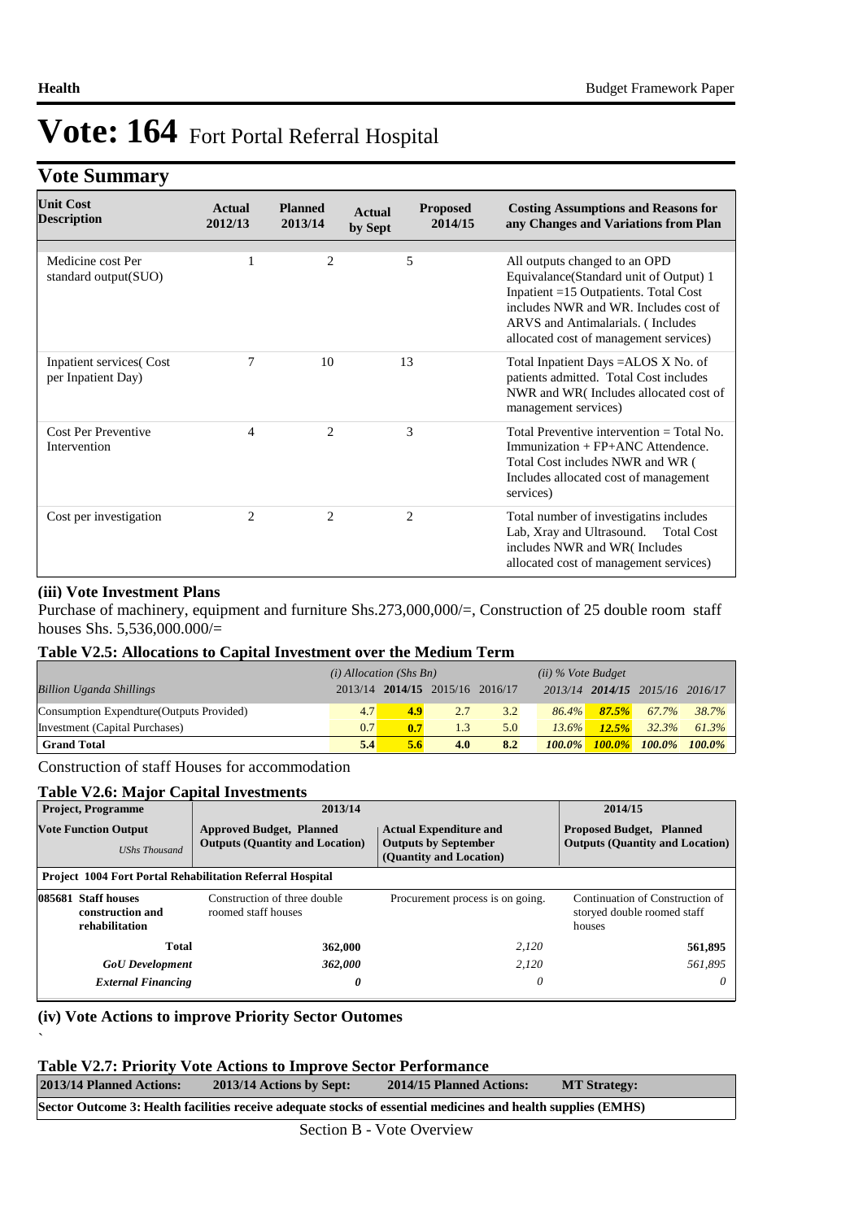# Vote: 164 Fort Portal Referral Hospital

## Vote Summary

| Unit Cost Description | Actual 2012/13 | Planned 2013/14 | Actual by Sept | Proposed 2014/15 | Costing Assumptions and Reasons for any Changes and Variations from Plan |
|---|---|---|---|---|---|
| Medicine cost Per standard output(SUO) | 1 | 2 | | 5 | All outputs changed to an OPD Equivalance(Standard unit of Output) 1 Inpatient =15 Outpatients. Total Cost includes NWR and WR. Includes cost of ARVS and Antimalarials. ( Includes allocated cost of management services) |
| Inpatient services( Cost per Inpatient Day) | 7 | 10 | | 13 | Total Inpatient Days =ALOS X No. of patients admitted. Total Cost includes NWR and WR( Includes allocated cost of management services) |
| Cost Per Preventive Intervention | 4 | 2 | | 3 | Total Preventive intervention = Total No. Immunization + FP+ANC Attendence. Total Cost includes NWR and WR ( Includes allocated cost of management services) |
| Cost per investigation | 2 | 2 | | 2 | Total number of investigatins includes Lab, Xray and Ultrasound. Total Cost includes NWR and WR( Includes allocated cost of management services) |

### (iii) Vote Investment Plans

Purchase of machinery, equipment and furniture Shs.273,000,000/=, Construction of 25 double room staff houses Shs. 5,536,000.000/=

### Table V2.5: Allocations to Capital Investment over the Medium Term

| Billion Uganda Shillings | (i) Allocation (Shs Bn) 2013/14 | 2014/15 | 2015/16 | 2016/17 | (ii) % Vote Budget 2013/14 | 2014/15 | 2015/16 | 2016/17 |
|---|---|---|---|---|---|---|---|---|
| Consumption Expendture(Outputs Provided) | 4.7 | 4.9 | 2.7 | 3.2 | 86.4% | 87.5% | 67.7% | 38.7% |
| Investment (Capital Purchases) | 0.7 | 0.7 | 1.3 | 5.0 | 13.6% | 12.5% | 32.3% | 61.3% |
| **Grand Total** | **5.4** | **5.6** | **4.0** | **8.2** | **100.0%** | **100.0%** | **100.0%** | **100.0%** |

Construction of staff Houses for accommodation

### Table V2.6: Major Capital Investments

| Project, Programme | 2013/14 | | 2014/15 |
|---|---|---|---|
| **Vote Function Output** *UShs Thousand* | **Approved Budget, Planned Outputs (Quantity and Location)** | **Actual Expenditure and Outputs by September (Quantity and Location)** | **Proposed Budget, Planned Outputs (Quantity and Location)** |
| **Project 1004 Fort Portal Rehabilitation Referral Hospital** | | | |
| **085681 Staff houses construction and rehabilitation** | Construction of three double roomed staff houses | Procurement process is on going. | Continuation of Construction of storyed double roomed staff houses |
| **Total** | **362,000** | *2,120* | **561,895** |
| ***GoU Development*** | ***362,000*** | *2,120* | *561,895* |
| ***External Financing*** | ***0*** | *0* | *0* |

### (iv) Vote Actions to improve Priority Sector Outomes

`

### Table V2.7: Priority Vote Actions to Improve Sector Performance

| 2013/14 Planned Actions: | 2013/14 Actions by Sept: | 2014/15 Planned Actions: | MT Strategy: |
|---|---|---|---|
| **Sector Outcome 3: Health facilities receive adequate stocks of essential medicines and health supplies (EMHS)** | | | |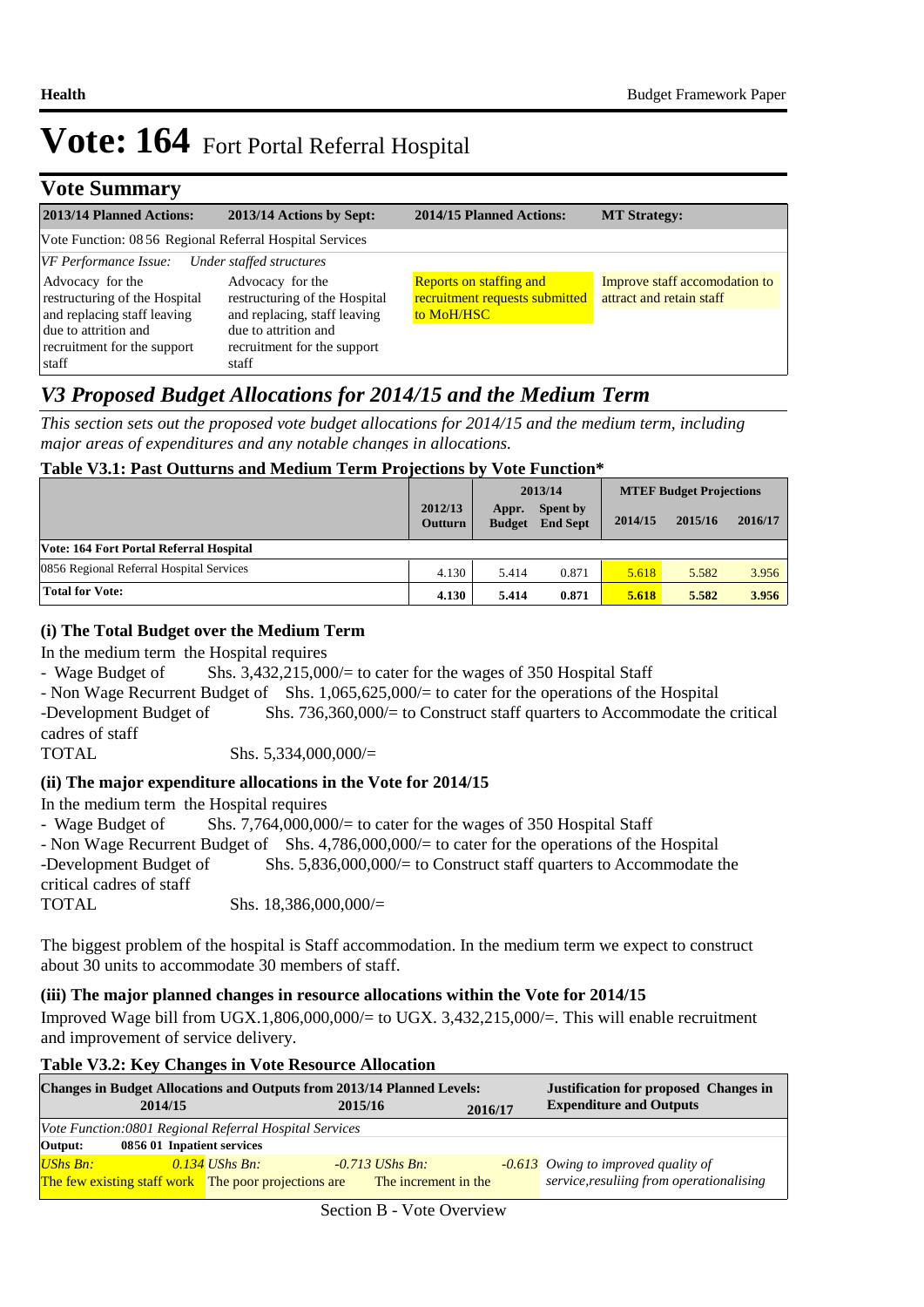# Vote: 164 Fort Portal Referral Hospital

## Vote Summary

| 2013/14 Planned Actions: | 2013/14 Actions by Sept: | 2014/15 Planned Actions: | MT Strategy: |
|---|---|---|---|
| Vote Function: 08 56 Regional Referral Hospital Services | | | |
| *VF Performance Issue: Under staffed structures* | | | |
| Advocacy for the restructuring of the Hospital and replacing staff leaving due to attrition and recruitment for the support staff | Advocacy for the restructuring of the Hospital and replacing, staff leaving due to attrition and recruitment for the support staff | Reports on staffing and recruitment requests submitted to MoH/HSC | Improve staff accomodation to attract and retain staff |

## *V3 Proposed Budget Allocations for 2014/15 and the Medium Term*

*This section sets out the proposed vote budget allocations for 2014/15 and the medium term, including major areas of expenditures and any notable changes in allocations.*

**Table V3.1: Past Outturns and Medium Term Projections by Vote Function\***

| | 2012/13 Outturn | 2013/14 Appr. Budget | 2013/14 Spent by End Sept | MTEF Budget Projections 2014/15 | 2015/16 | 2016/17 |
|---|---|---|---|---|---|---|
| **Vote: 164 Fort Portal Referral Hospital** | | | | | | |
| 0856 Regional Referral Hospital Services | 4.130 | 5.414 | 0.871 | 5.618 | 5.582 | 3.956 |
| **Total for Vote:** | **4.130** | **5.414** | **0.871** | **5.618** | **5.582** | **3.956** |

### (i) The Total Budget over the Medium Term

In the medium term the Hospital requires

- Wage Budget of Shs. 3,432,215,000/= to cater for the wages of 350 Hospital Staff
- Non Wage Recurrent Budget of Shs. 1,065,625,000/= to cater for the operations of the Hospital

-Development Budget of Shs. 736,360,000/= to Construct staff quarters to Accommodate the critical cadres of staff

TOTAL Shs. 5,334,000,000/=

### (ii) The major expenditure allocations in the Vote for 2014/15

In the medium term the Hospital requires

- Wage Budget of Shs. 7,764,000,000/= to cater for the wages of 350 Hospital Staff
- Non Wage Recurrent Budget of Shs. 4,786,000,000/= to cater for the operations of the Hospital

-Development Budget of Shs. 5,836,000,000/= to Construct staff quarters to Accommodate the critical cadres of staff

TOTAL Shs. 18,386,000,000/=

The biggest problem of the hospital is Staff accommodation. In the medium term we expect to construct about 30 units to accommodate 30 members of staff.

### (iii) The major planned changes in resource allocations within the Vote for 2014/15

Improved Wage bill from UGX.1,806,000,000/= to UGX. 3,432,215,000/=. This will enable recruitment and improvement of service delivery.

**Table V3.2: Key Changes in Vote Resource Allocation**

| Changes in Budget Allocations and Outputs from 2013/14 Planned Levels: 2014/15 | 2015/16 | 2016/17 | Justification for proposed Changes in Expenditure and Outputs |
|---|---|---|---|
| *Vote Function:0801 Regional Referral Hospital Services* | | | |
| **Output: 0856 01 Inpatient services** | | | |
| *UShs Bn: 0.134* | *UShs Bn: -0.713* | *UShs Bn: -0.613* | *Owing to improved quality of* |
| The few existing staff work | The poor projections are | The increment in the | *service,resuliing from operationalising* |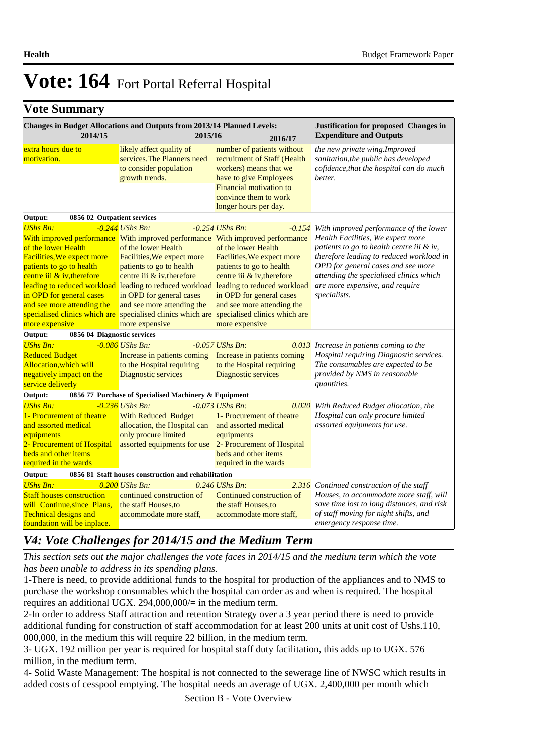# Vote: 164 Fort Portal Referral Hospital

## Vote Summary

| Changes in Budget Allocations and Outputs from 2013/14 Planned Levels: 2014/15 | 2015/16 | 2016/17 | Justification for proposed Changes in Expenditure and Outputs |
|---|---|---|---|
| extra hours due to motivation. | likely affect quality of services.The Planners need to consider population growth trends. | number of patients without recruitment of Staff (Health workers) means that we have to give Employees Financial motivation to convince them to work longer hours per day. | *the new private wing.Improved sanitation,the public has developed cofidence,that the hospital can do much better.* |
| **Output: 0856 02 Outpatient services** | | | |
| *UShs Bn: -0.244* With improved performance of the lower Health Facilities,We expect more patients to go to health centre iii & iv,therefore leading to reduced workload in OPD for general cases and see more attending the specialised clinics which are more expensive | *UShs Bn: -0.254* With improved performance of the lower Health Facilities,We expect more patients to go to health centre iii & iv,therefore leading to reduced workload in OPD for general cases and see more attending the specialised clinics which are more expensive | *UShs Bn: -0.154* With improved performance of the lower Health Facilities,We expect more patients to go to health centre iii & iv,therefore leading to reduced workload in OPD for general cases and see more attending the specialised clinics which are more expensive | *With improved performance of the lower Health Facilities, We expect more patients to go to health centre iii & iv, therefore leading to reduced workload in OPD for general cases and see more attending the specialised clinics which are more expensive, and require specialists.* |
| **Output: 0856 04 Diagnostic services** | | | |
| *UShs Bn: -0.086* Reduced Budget Allocation,which will negatively impact on the service delivelry | *UShs Bn: -0.057* Increase in patients coming to the Hospital requiring Diagnostic services | *UShs Bn: 0.013* Increase in patients coming to the Hospital requiring Diagnostic services | *Increase in patients coming to the Hospital requiring Diagnostic services. The consumables are expected to be provided by NMS in reasonable quantities.* |
| **Output: 0856 77 Purchase of Specialised Machinery & Equipment** | | | |
| *UShs Bn: -0.236* 1- Procurement of theatre and assorted medical equipments 2- Procurement of Hospital beds and other items required in the wards | *UShs Bn: -0.073* With Reduced Budget allocation, the Hospital can only procure limited assorted equipments for use | *UShs Bn: 0.020* 1- Procurement of theatre and assorted medical equipments 2- Procurement of Hospital beds and other items required in the wards | *With Reduced Budget allocation, the Hospital can only procure limited assorted equipments for use.* |
| **Output: 0856 81 Staff houses construction and rehabilitation** | | | |
| *UShs Bn: 0.200* Staff houses construction will Continue,since Plans, Technical designs and foundation will be inplace. | *UShs Bn: 0.246* continued construction of the staff Houses,to accommodate more staff, | *UShs Bn: 2.316* Continued construction of the staff Houses,to accommodate more staff, | *Continued construction of the staff Houses, to accommodate more staff, will save time lost to long distances, and risk of staff moving for night shifts, and emergency response time.* |

## *V4: Vote Challenges for 2014/15 and the Medium Term*

*This section sets out the major challenges the vote faces in 2014/15 and the medium term which the vote has been unable to address in its spending plans.*

1-There is need, to provide additional funds to the hospital for production of the appliances and to NMS to purchase the workshop consumables which the hospital can order as and when is required. The hospital requires an additional UGX. 294,000,000/= in the medium term.

2-In order to address Staff attraction and retention Strategy over a 3 year period there is need to provide additional funding for construction of staff accommodation for at least 200 units at unit cost of Ushs.110, 000,000, in the medium this will require 22 billion, in the medium term.

3- UGX. 192 million per year is required for hospital staff duty facilitation, this adds up to UGX. 576 million, in the medium term.

4- Solid Waste Management: The hospital is not connected to the sewerage line of NWSC which results in added costs of cesspool emptying. The hospital needs an average of UGX. 2,400,000 per month which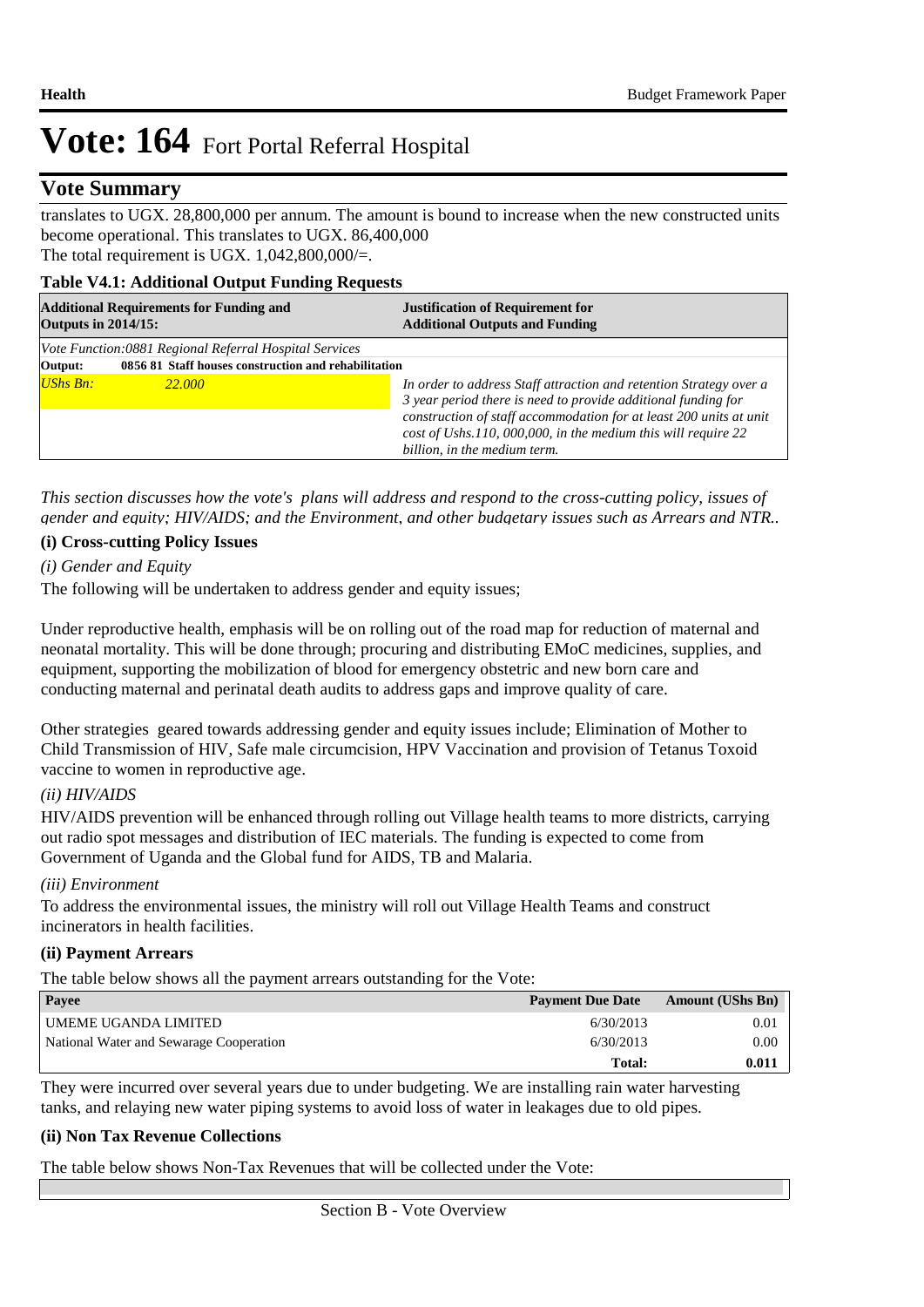# Vote: 164 Fort Portal Referral Hospital

## Vote Summary

translates to UGX. 28,800,000 per annum. The amount is bound to increase when the new constructed units become operational. This translates to UGX. 86,400,000
The total requirement is UGX. 1,042,800,000/=.

**Table V4.1: Additional Output Funding Requests**

| Additional Requirements for Funding and Outputs in 2014/15: | | Justification of Requirement for Additional Outputs and Funding |
|---|---|---|
| *Vote Function:0881 Regional Referral Hospital Services* | | |
| **Output:** | **0856 81 Staff houses construction and rehabilitation** | |
| *UShs Bn:* | *22.000* | *In order to address Staff attraction and retention Strategy over a 3 year period there is need to provide additional funding for construction of staff accommodation for at least 200 units at unit cost of Ushs.110, 000,000, in the medium this will require 22 billion, in the medium term.* |

*This section discusses how the vote's plans will address and respond to the cross-cutting policy, issues of gender and equity; HIV/AIDS; and the Environment, and other budgetary issues such as Arrears and NTR..*

### (i) Cross-cutting Policy Issues

*(i) Gender and Equity*

The following will be undertaken to address gender and equity issues;

Under reproductive health, emphasis will be on rolling out of the road map for reduction of maternal and neonatal mortality. This will be done through; procuring and distributing EMoC medicines, supplies, and equipment, supporting the mobilization of blood for emergency obstetric and new born care and conducting maternal and perinatal death audits to address gaps and improve quality of care.

Other strategies geared towards addressing gender and equity issues include; Elimination of Mother to Child Transmission of HIV, Safe male circumcision, HPV Vaccination and provision of Tetanus Toxoid vaccine to women in reproductive age.

*(ii) HIV/AIDS*

HIV/AIDS prevention will be enhanced through rolling out Village health teams to more districts, carrying out radio spot messages and distribution of IEC materials. The funding is expected to come from Government of Uganda and the Global fund for AIDS, TB and Malaria.

*(iii) Environment*

To address the environmental issues, the ministry will roll out Village Health Teams and construct incinerators in health facilities.

### (ii) Payment Arrears

The table below shows all the payment arrears outstanding for the Vote:

| Payee | Payment Due Date | Amount (UShs Bn) |
|---|---|---|
| UMEME UGANDA LIMITED | 6/30/2013 | 0.01 |
| National Water and Sewarage Cooperation | 6/30/2013 | 0.00 |
| | **Total:** | **0.011** |

They were incurred over several years due to under budgeting. We are installing rain water harvesting tanks, and relaying new water piping systems to avoid loss of water in leakages due to old pipes.

### (ii) Non Tax Revenue Collections

The table below shows Non-Tax Revenues that will be collected under the Vote: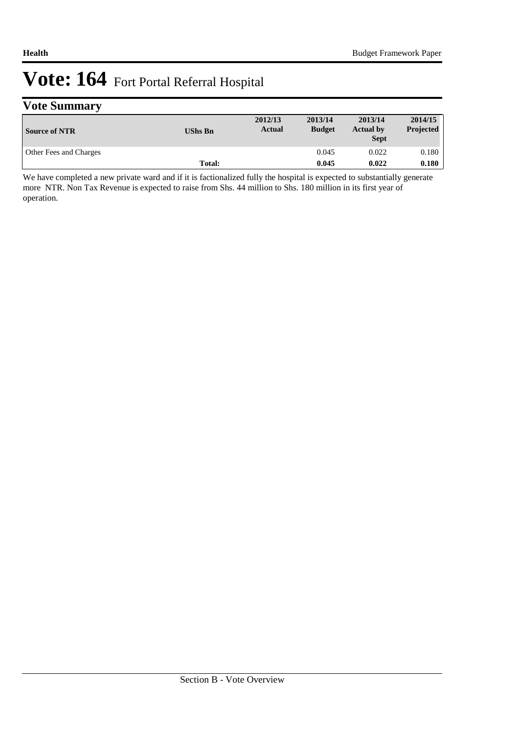# Vote: 164 Fort Portal Referral Hospital

## Vote Summary

| Source of NTR | UShs Bn | 2012/13 Actual | 2013/14 Budget | 2013/14 Actual by Sept | 2014/15 Projected |
|---|---|---|---|---|---|
| Other Fees and Charges | | | 0.045 | 0.022 | 0.180 |
| | **Total:** | | **0.045** | **0.022** | **0.180** |

We have completed a new private ward and if it is factionalized fully the hospital is expected to substantially generate more NTR. Non Tax Revenue is expected to raise from Shs. 44 million to Shs. 180 million in its first year of operation.